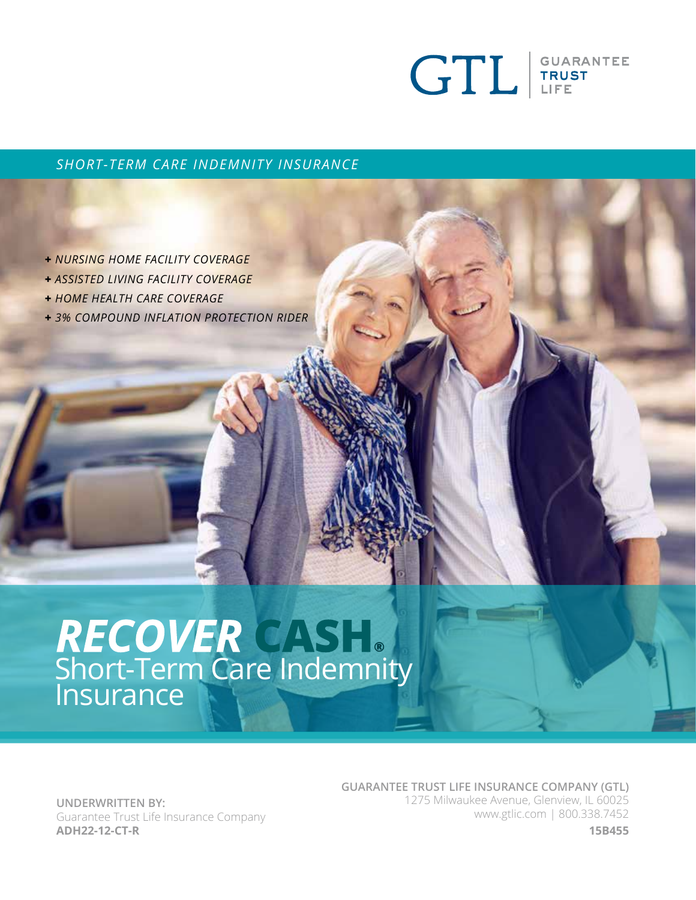GTL | GUARANTEE TRUST LIFE

*SHORT-TERM CARE INDEMNITY INSURANCE*

- *NURSING HOME FACILITY COVERAGE*
- *ASSISTED LIVING FACILITY COVERAGE*
- *HOME HEALTH CARE COVERAGE*
- *3% COMPOUND INFLATION PROTECTION RIDER*

# *RECOVER* CASH®

## Short-Term Care Indemnity Insurance

**UNDERWRITTEN BY:**
Guarantee Trust Life Insurance Company
**ADH22-12-CT-R**

**GUARANTEE TRUST LIFE INSURANCE COMPANY (GTL)**
1275 Milwaukee Avenue, Glenview, IL 60025
www.gtlic.com | 800.338.7452
**15B455**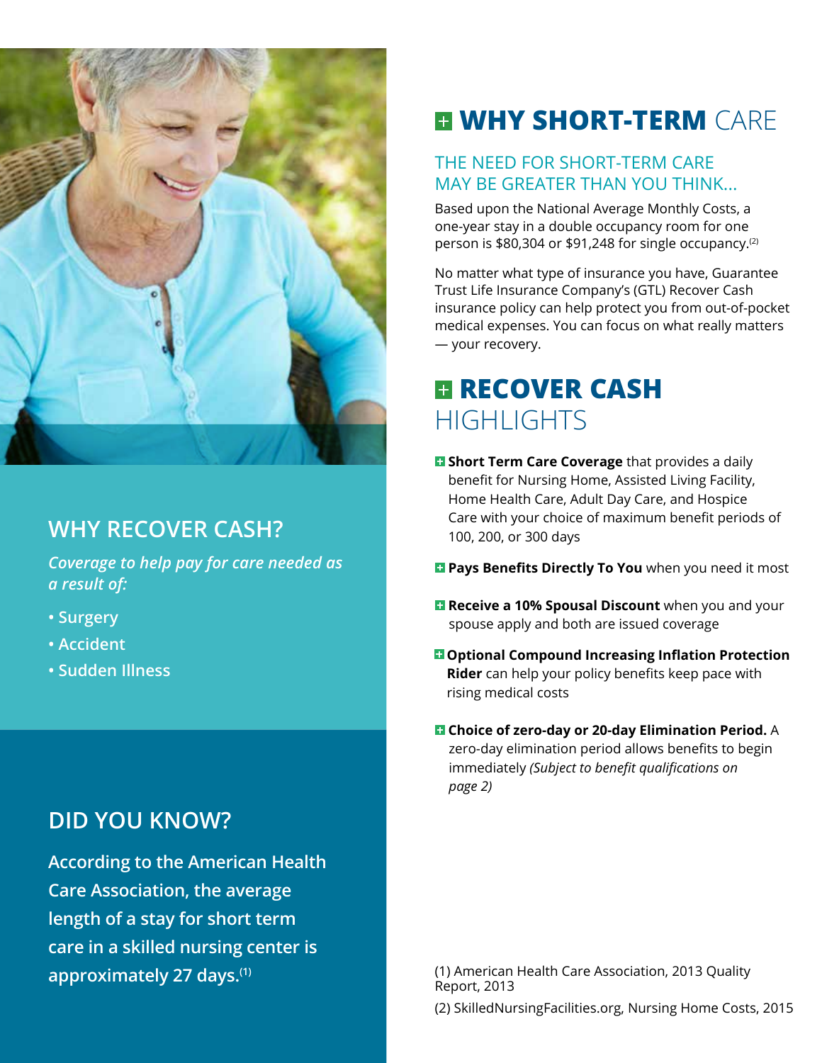## WHY RECOVER CASH?

*Coverage to help pay for care needed as a result of:*

- Surgery
- Accident
- Sudden Illness

## DID YOU KNOW?

**According to the American Health Care Association, the average length of a stay for short term care in a skilled nursing center is approximately 27 days.[1]**

# WHY SHORT-TERM CARE

### THE NEED FOR SHORT-TERM CARE MAY BE GREATER THAN YOU THINK...

Based upon the National Average Monthly Costs, a one-year stay in a double occupancy room for one person is $80,304 or $91,248 for single occupancy.[2]

No matter what type of insurance you have, Guarantee Trust Life Insurance Company's (GTL) Recover Cash insurance policy can help protect you from out-of-pocket medical expenses. You can focus on what really matters — your recovery.

# RECOVER CASH HIGHLIGHTS

- **Short Term Care Coverage** that provides a daily benefit for Nursing Home, Assisted Living Facility, Home Health Care, Adult Day Care, and Hospice Care with your choice of maximum benefit periods of 100, 200, or 300 days
- **Pays Benefits Directly To You** when you need it most
- **Receive a 10% Spousal Discount** when you and your spouse apply and both are issued coverage
- **Optional Compound Increasing Inflation Protection Rider** can help your policy benefits keep pace with rising medical costs
- **Choice of zero-day or 20-day Elimination Period.** A zero-day elimination period allows benefits to begin immediately *(Subject to benefit qualifications on page 2)*

(1) American Health Care Association, 2013 Quality Report, 2013

(2) SkilledNursingFacilities.org, Nursing Home Costs, 2015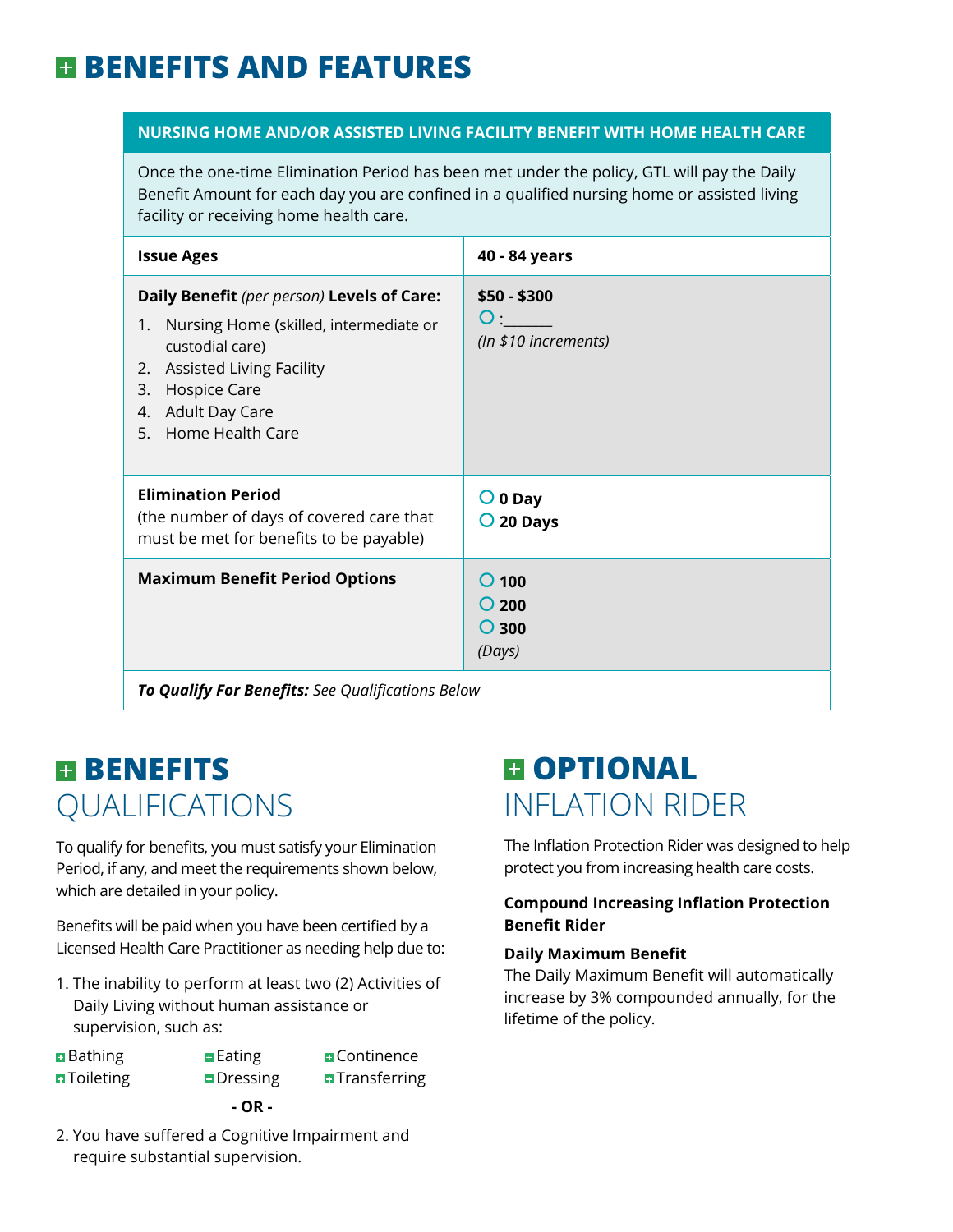# BENEFITS AND FEATURES

| NURSING HOME AND/OR ASSISTED LIVING FACILITY BENEFIT WITH HOME HEALTH CARE | |
|---|---|
| Once the one-time Elimination Period has been met under the policy, GTL will pay the Daily Benefit Amount for each day you are confined in a qualified nursing home or assisted living facility or receiving home health care. | |
| **Issue Ages** | **40 - 84 years** |
| **Daily Benefit** *(per person)* **Levels of Care:** 1. Nursing Home (skilled, intermediate or custodial care) 2. Assisted Living Facility 3. Hospice Care 4. Adult Day Care 5. Home Health Care | **$50 - $300** ○ :_______ *(In $10 increments)* |
| **Elimination Period** (the number of days of covered care that must be met for benefits to be payable) | ○ **0 Day** ○ **20 Days** |
| **Maximum Benefit Period Options** | ○ **100** ○ **200** ○ **300** *(Days)* |
| ***To Qualify For Benefits:*** *See Qualifications Below* | |

## BENEFITS QUALIFICATIONS

To qualify for benefits, you must satisfy your Elimination Period, if any, and meet the requirements shown below, which are detailed in your policy.

Benefits will be paid when you have been certified by a Licensed Health Care Practitioner as needing help due to:

1. The inability to perform at least two (2) Activities of Daily Living without human assistance or supervision, such as:

- Bathing
- Eating
- Continence
- Toileting
- Dressing
- Transferring

**- OR -**

2. You have suffered a Cognitive Impairment and require substantial supervision.

## OPTIONAL INFLATION RIDER

The Inflation Protection Rider was designed to help protect you from increasing health care costs.

**Compound Increasing Inflation Protection Benefit Rider**

**Daily Maximum Benefit**

The Daily Maximum Benefit will automatically increase by 3% compounded annually, for the lifetime of the policy.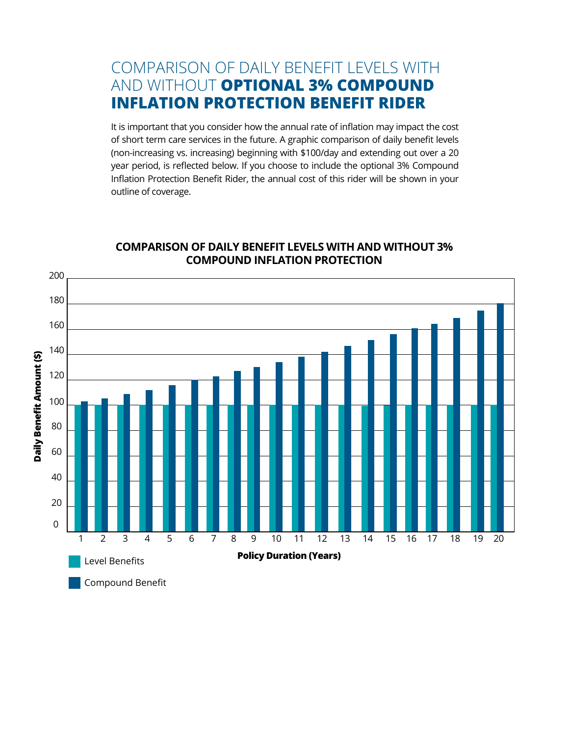# COMPARISON OF DAILY BENEFIT LEVELS WITH AND WITHOUT **OPTIONAL 3% COMPOUND INFLATION PROTECTION BENEFIT RIDER**

It is important that you consider how the annual rate of inflation may impact the cost of short term care services in the future. A graphic comparison of daily benefit levels (non-increasing vs. increasing) beginning with $100/day and extending out over a 20 year period, is reflected below. If you choose to include the optional 3% Compound Inflation Protection Benefit Rider, the annual cost of this rider will be shown in your outline of coverage.

**COMPARISON OF DAILY BENEFIT LEVELS WITH AND WITHOUT 3% COMPOUND INFLATION PROTECTION**

Daily Benefit Amount ($): 0, 20, 40, 60, 80, 100, 120, 140, 160, 180, 200

Policy Duration (Years): 1, 2, 3, 4, 5, 6, 7, 8, 9, 10, 11, 12, 13, 14, 15, 16, 17, 18, 19, 20

Level Benefits

Compound Benefit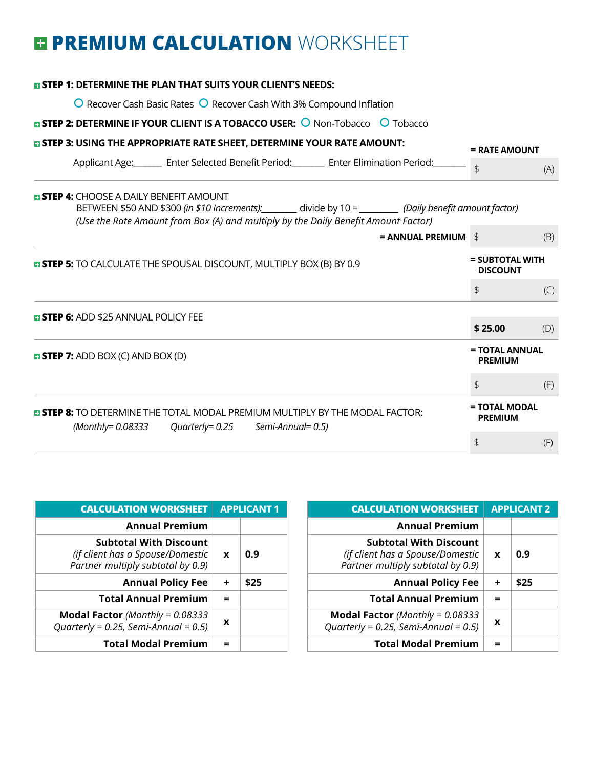# PREMIUM CALCULATION WORKSHEET

**STEP 1: DETERMINE THE PLAN THAT SUITS YOUR CLIENT'S NEEDS:**

○ Recover Cash Basic Rates ○ Recover Cash With 3% Compound Inflation

**STEP 2: DETERMINE IF YOUR CLIENT IS A TOBACCO USER:** ○ Non-Tobacco ○ Tobacco

**STEP 3: USING THE APPROPRIATE RATE SHEET, DETERMINE YOUR RATE AMOUNT:**

Applicant Age:______ Enter Selected Benefit Period:_______ Enter Elimination Period:_______

**= RATE AMOUNT** $ (A)

**STEP 4:** CHOOSE A DAILY BENEFIT AMOUNT
BETWEEN $50 AND $300 *(in $10 Increments):*_______ divide by 10 = ________ *(Daily benefit amount factor)*
*(Use the Rate Amount from Box (A) and multiply by the Daily Benefit Amount Factor)*

**= ANNUAL PREMIUM** $ (B)

**STEP 5:** TO CALCULATE THE SPOUSAL DISCOUNT, MULTIPLY BOX (B) BY 0.9

**= SUBTOTAL WITH DISCOUNT** $ (C)

**STEP 6:** ADD $25 ANNUAL POLICY FEE

**$ 25.00** (D)

**STEP 7:** ADD BOX (C) AND BOX (D)

**= TOTAL ANNUAL PREMIUM** $ (E)

**STEP 8:** TO DETERMINE THE TOTAL MODAL PREMIUM MULTIPLY BY THE MODAL FACTOR:
*(Monthly= 0.08333 Quarterly= 0.25 Semi-Annual= 0.5)*

**= TOTAL MODAL PREMIUM** $ (F)

| CALCULATION WORKSHEET | APPLICANT 1 | |
|---|---|---|
| **Annual Premium** | | |
| **Subtotal With Discount** *(if client has a Spouse/Domestic Partner multiply subtotal by 0.9)* | x | 0.9 |
| **Annual Policy Fee** | + | $25 |
| **Total Annual Premium** | = | |
| **Modal Factor** *(Monthly = 0.08333 Quarterly = 0.25, Semi-Annual = 0.5)* | x | |
| **Total Modal Premium** | = | |

| CALCULATION WORKSHEET | APPLICANT 2 | |
|---|---|---|
| **Annual Premium** | | |
| **Subtotal With Discount** *(if client has a Spouse/Domestic Partner multiply subtotal by 0.9)* | x | 0.9 |
| **Annual Policy Fee** | + | $25 |
| **Total Annual Premium** | = | |
| **Modal Factor** *(Monthly = 0.08333 Quarterly = 0.25, Semi-Annual = 0.5)* | x | |
| **Total Modal Premium** | = | |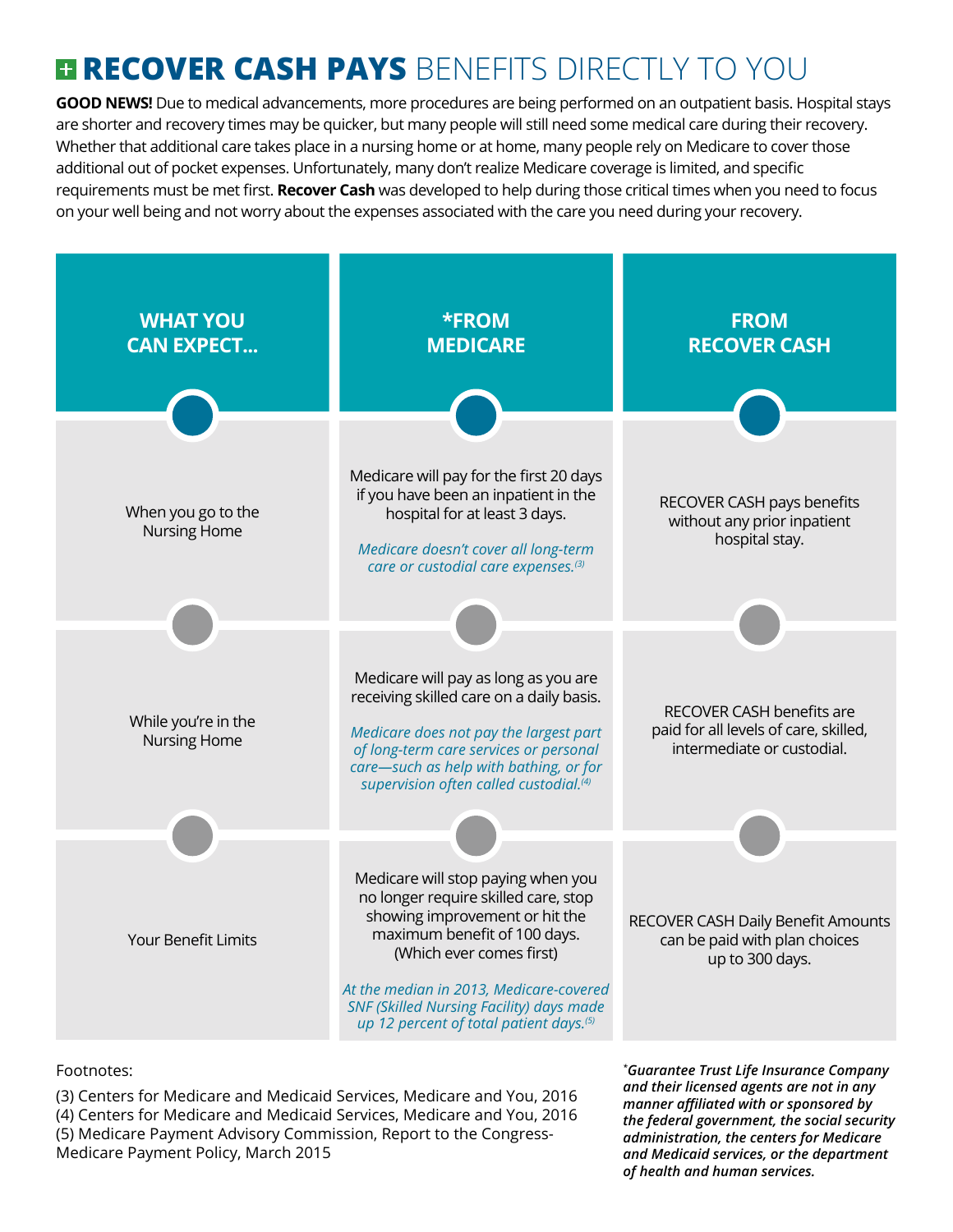# RECOVER CASH PAYS BENEFITS DIRECTLY TO YOU

**GOOD NEWS!** Due to medical advancements, more procedures are being performed on an outpatient basis. Hospital stays are shorter and recovery times may be quicker, but many people will still need some medical care during their recovery. Whether that additional care takes place in a nursing home or at home, many people rely on Medicare to cover those additional out of pocket expenses. Unfortunately, many don't realize Medicare coverage is limited, and specific requirements must be met first. **Recover Cash** was developed to help during those critical times when you need to focus on your well being and not worry about the expenses associated with the care you need during your recovery.

| WHAT YOU CAN EXPECT... | *FROM MEDICARE | FROM RECOVER CASH |
|---|---|---|
| When you go to the Nursing Home | Medicare will pay for the first 20 days if you have been an inpatient in the hospital for at least 3 days. *Medicare doesn't cover all long-term care or custodial care expenses.*[3] | RECOVER CASH pays benefits without any prior inpatient hospital stay. |
| While you're in the Nursing Home | Medicare will pay as long as you are receiving skilled care on a daily basis. *Medicare does not pay the largest part of long-term care services or personal care—such as help with bathing, or for supervision often called custodial.*[4] | RECOVER CASH benefits are paid for all levels of care, skilled, intermediate or custodial. |
| Your Benefit Limits | Medicare will stop paying when you no longer require skilled care, stop showing improvement or hit the maximum benefit of 100 days. (Which ever comes first) *At the median in 2013, Medicare-covered SNF (Skilled Nursing Facility) days made up 12 percent of total patient days.*[5] | RECOVER CASH Daily Benefit Amounts can be paid with plan choices up to 300 days. |

Footnotes:

(3) Centers for Medicare and Medicaid Services, Medicare and You, 2016
(4) Centers for Medicare and Medicaid Services, Medicare and You, 2016
(5) Medicare Payment Advisory Commission, Report to the Congress-Medicare Payment Policy, March 2015

****Guarantee Trust Life Insurance Company and their licensed agents are not in any manner affiliated with or sponsored by the federal government, the social security administration, the centers for Medicare and Medicaid services, or the department of health and human services.***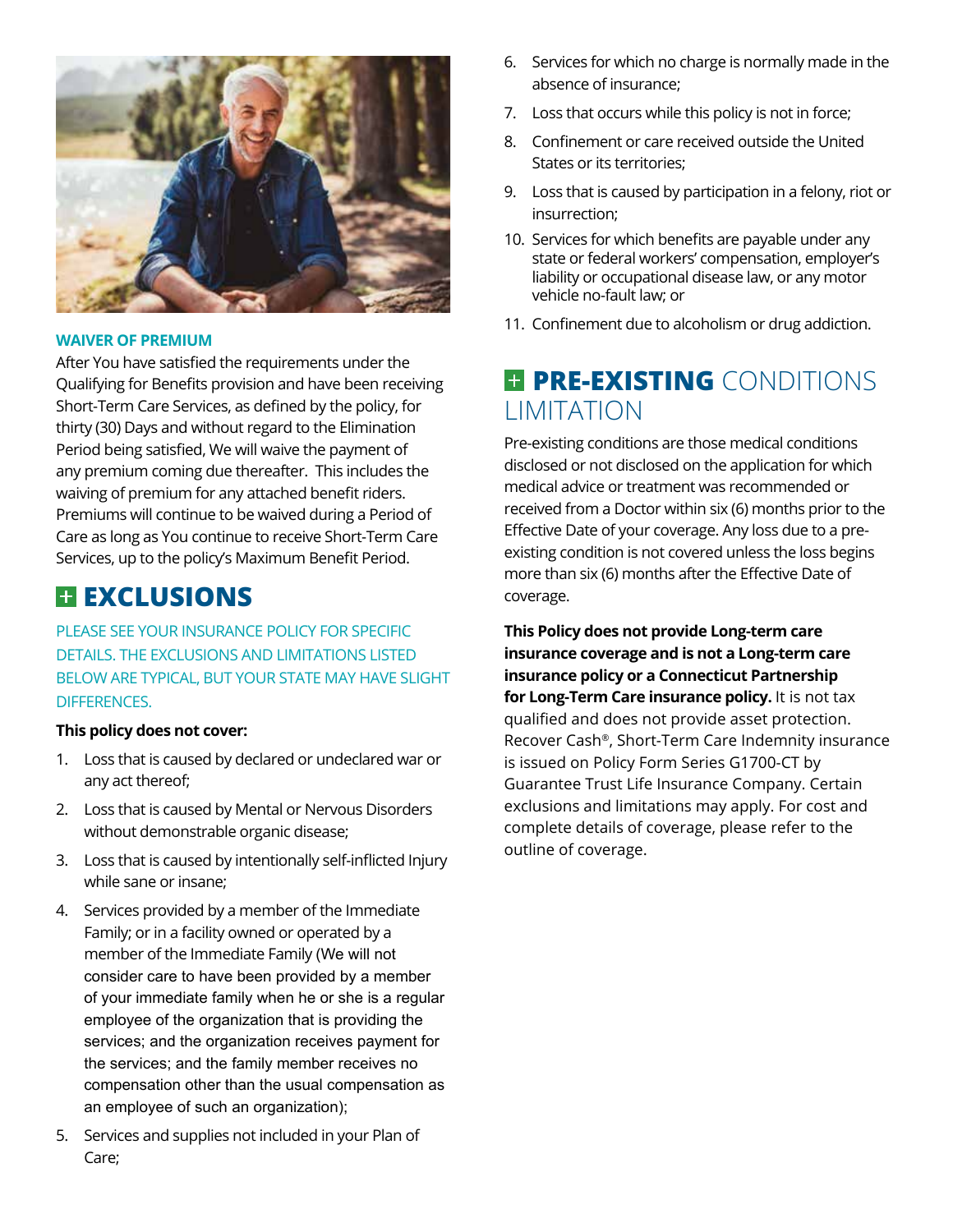### WAIVER OF PREMIUM

After You have satisfied the requirements under the Qualifying for Benefits provision and have been receiving Short-Term Care Services, as defined by the policy, for thirty (30) Days and without regard to the Elimination Period being satisfied, We will waive the payment of any premium coming due thereafter. This includes the waiving of premium for any attached benefit riders. Premiums will continue to be waived during a Period of Care as long as You continue to receive Short-Term Care Services, up to the policy's Maximum Benefit Period.

## EXCLUSIONS

PLEASE SEE YOUR INSURANCE POLICY FOR SPECIFIC DETAILS. THE EXCLUSIONS AND LIMITATIONS LISTED BELOW ARE TYPICAL, BUT YOUR STATE MAY HAVE SLIGHT DIFFERENCES.

**This policy does not cover:**

1. Loss that is caused by declared or undeclared war or any act thereof;
2. Loss that is caused by Mental or Nervous Disorders without demonstrable organic disease;
3. Loss that is caused by intentionally self-inflicted Injury while sane or insane;
4. Services provided by a member of the Immediate Family; or in a facility owned or operated by a member of the Immediate Family (We will not consider care to have been provided by a member of your immediate family when he or she is a regular employee of the organization that is providing the services; and the organization receives payment for the services; and the family member receives no compensation other than the usual compensation as an employee of such an organization);
5. Services and supplies not included in your Plan of Care;
6. Services for which no charge is normally made in the absence of insurance;
7. Loss that occurs while this policy is not in force;
8. Confinement or care received outside the United States or its territories;
9. Loss that is caused by participation in a felony, riot or insurrection;
10. Services for which benefits are payable under any state or federal workers' compensation, employer's liability or occupational disease law, or any motor vehicle no-fault law; or
11. Confinement due to alcoholism or drug addiction.

## PRE-EXISTING CONDITIONS LIMITATION

Pre-existing conditions are those medical conditions disclosed or not disclosed on the application for which medical advice or treatment was recommended or received from a Doctor within six (6) months prior to the Effective Date of your coverage. Any loss due to a pre-existing condition is not covered unless the loss begins more than six (6) months after the Effective Date of coverage.

**This Policy does not provide Long-term care insurance coverage and is not a Long-term care insurance policy or a Connecticut Partnership for Long-Term Care insurance policy.** It is not tax qualified and does not provide asset protection. Recover Cash®, Short-Term Care Indemnity insurance is issued on Policy Form Series G1700-CT by Guarantee Trust Life Insurance Company. Certain exclusions and limitations may apply. For cost and complete details of coverage, please refer to the outline of coverage.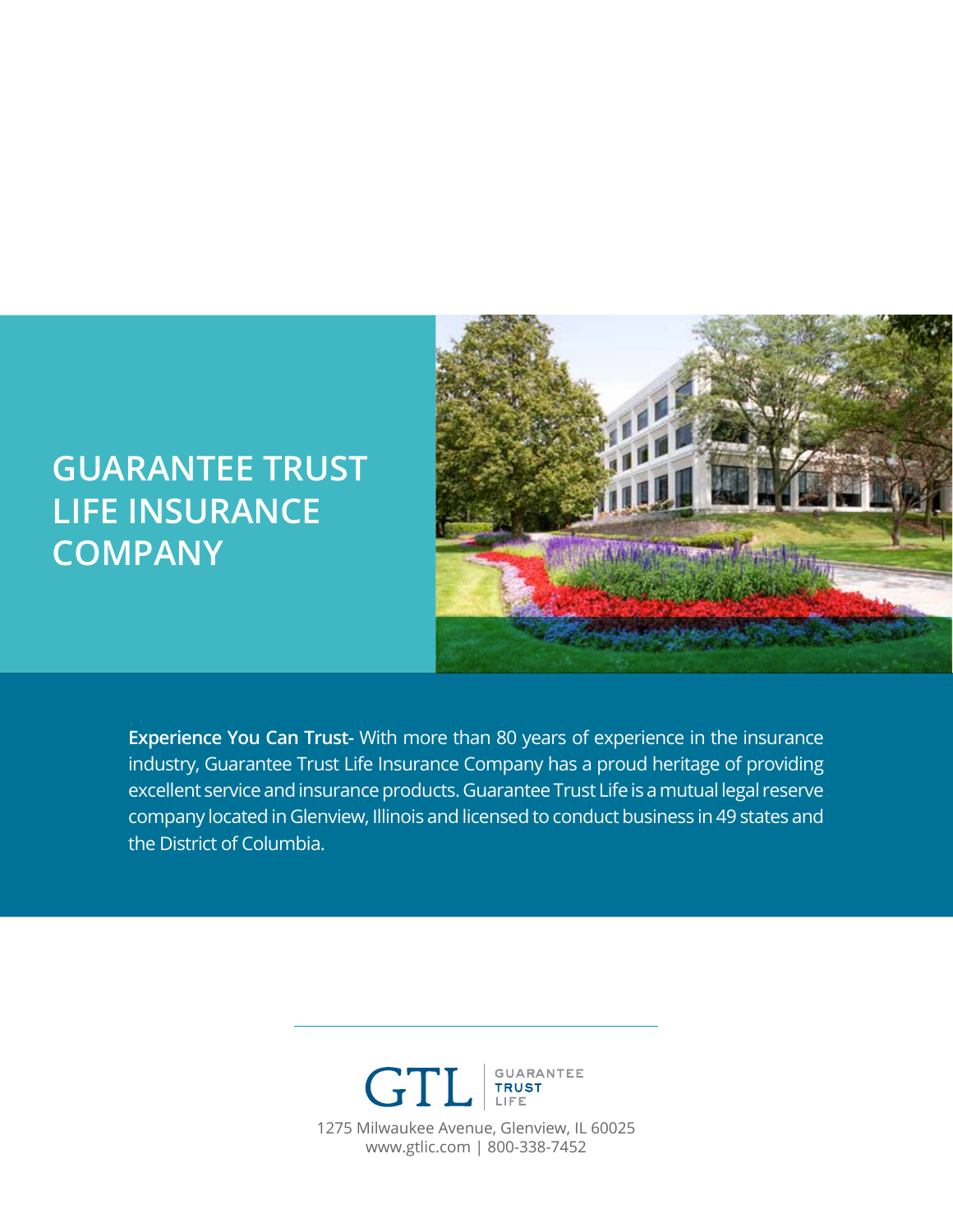# GUARANTEE TRUST LIFE INSURANCE COMPANY

**Experience You Can Trust-** With more than 80 years of experience in the insurance industry, Guarantee Trust Life Insurance Company has a proud heritage of providing excellent service and insurance products. Guarantee Trust Life is a mutual legal reserve company located in Glenview, Illinois and licensed to conduct business in 49 states and the District of Columbia.

GTL | GUARANTEE TRUST LIFE

1275 Milwaukee Avenue, Glenview, IL 60025
www.gtlic.com | 800-338-7452